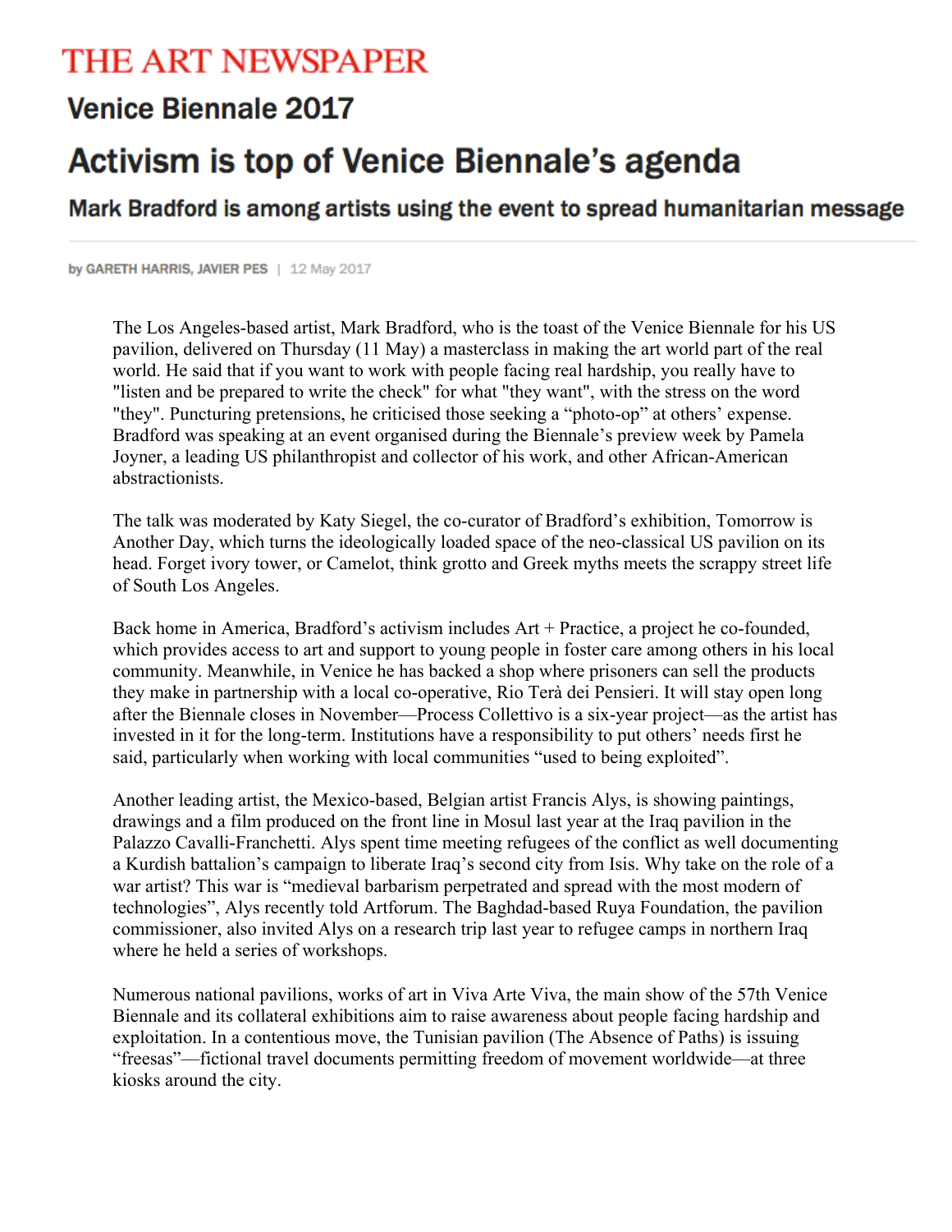# THE ART NEWSPAPER

## Venice Biennale 2017

# Activism is top of Venice Biennale's agenda

### Mark Bradford is among artists using the event to spread humanitarian message

by GARETH HARRIS, JAVIER PES | 12 May 2017

The Los Angeles-based artist, Mark Bradford, who is the toast of the Venice Biennale for his US pavilion, delivered on Thursday (11 May) a masterclass in making the art world part of the real world. He said that if you want to work with people facing real hardship, you really have to "listen and be prepared to write the check" for what "they want", with the stress on the word "they". Puncturing pretensions, he criticised those seeking a "photo-op" at others' expense. Bradford was speaking at an event organised during the Biennale's preview week by Pamela Joyner, a leading US philanthropist and collector of his work, and other African-American abstractionists.

The talk was moderated by Katy Siegel, the co-curator of Bradford's exhibition, Tomorrow is Another Day, which turns the ideologically loaded space of the neo-classical US pavilion on its head. Forget ivory tower, or Camelot, think grotto and Greek myths meets the scrappy street life of South Los Angeles.

Back home in America, Bradford's activism includes Art + Practice, a project he co-founded, which provides access to art and support to young people in foster care among others in his local community. Meanwhile, in Venice he has backed a shop where prisoners can sell the products they make in partnership with a local co-operative, Rio Terà dei Pensieri. It will stay open long after the Biennale closes in November—Process Collettivo is a six-year project—as the artist has invested in it for the long-term. Institutions have a responsibility to put others' needs first he said, particularly when working with local communities "used to being exploited".

Another leading artist, the Mexico-based, Belgian artist Francis Alys, is showing paintings, drawings and a film produced on the front line in Mosul last year at the Iraq pavilion in the Palazzo Cavalli-Franchetti. Alys spent time meeting refugees of the conflict as well documenting a Kurdish battalion's campaign to liberate Iraq's second city from Isis. Why take on the role of a war artist? This war is "medieval barbarism perpetrated and spread with the most modern of technologies", Alys recently told Artforum. The Baghdad-based Ruya Foundation, the pavilion commissioner, also invited Alys on a research trip last year to refugee camps in northern Iraq where he held a series of workshops.

Numerous national pavilions, works of art in Viva Arte Viva, the main show of the 57th Venice Biennale and its collateral exhibitions aim to raise awareness about people facing hardship and exploitation. In a contentious move, the Tunisian pavilion (The Absence of Paths) is issuing "freesas"—fictional travel documents permitting freedom of movement worldwide—at three kiosks around the city.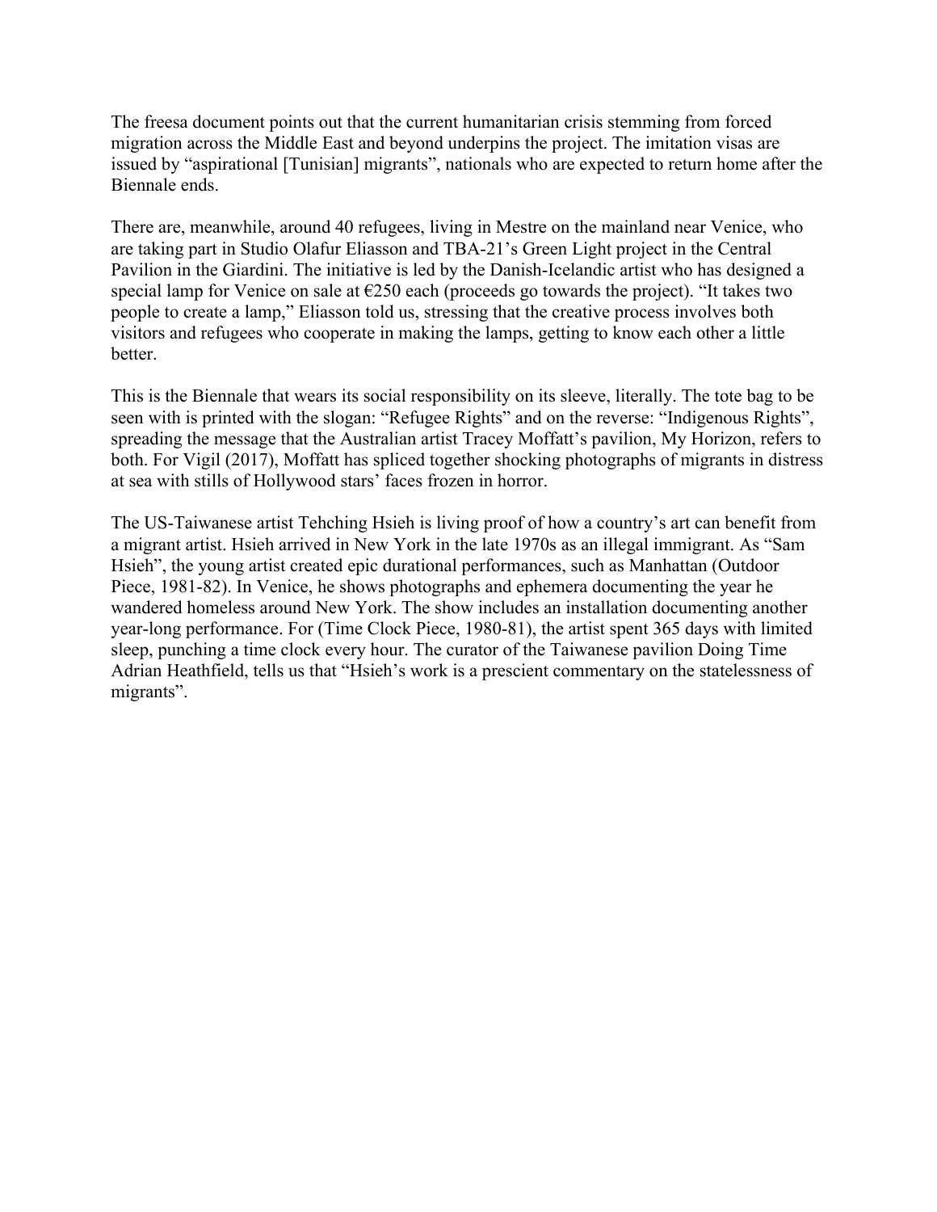The freesa document points out that the current humanitarian crisis stemming from forced migration across the Middle East and beyond underpins the project. The imitation visas are issued by "aspirational [Tunisian] migrants", nationals who are expected to return home after the Biennale ends.

There are, meanwhile, around 40 refugees, living in Mestre on the mainland near Venice, who are taking part in Studio Olafur Eliasson and TBA-21's Green Light project in the Central Pavilion in the Giardini. The initiative is led by the Danish-Icelandic artist who has designed a special lamp for Venice on sale at €250 each (proceeds go towards the project). "It takes two people to create a lamp," Eliasson told us, stressing that the creative process involves both visitors and refugees who cooperate in making the lamps, getting to know each other a little better.

This is the Biennale that wears its social responsibility on its sleeve, literally. The tote bag to be seen with is printed with the slogan: "Refugee Rights" and on the reverse: "Indigenous Rights", spreading the message that the Australian artist Tracey Moffatt's pavilion, My Horizon, refers to both. For Vigil (2017), Moffatt has spliced together shocking photographs of migrants in distress at sea with stills of Hollywood stars' faces frozen in horror.

The US-Taiwanese artist Tehching Hsieh is living proof of how a country's art can benefit from a migrant artist. Hsieh arrived in New York in the late 1970s as an illegal immigrant. As "Sam Hsieh", the young artist created epic durational performances, such as Manhattan (Outdoor Piece, 1981-82). In Venice, he shows photographs and ephemera documenting the year he wandered homeless around New York. The show includes an installation documenting another year-long performance. For (Time Clock Piece, 1980-81), the artist spent 365 days with limited sleep, punching a time clock every hour. The curator of the Taiwanese pavilion Doing Time Adrian Heathfield, tells us that "Hsieh's work is a prescient commentary on the statelessness of migrants".